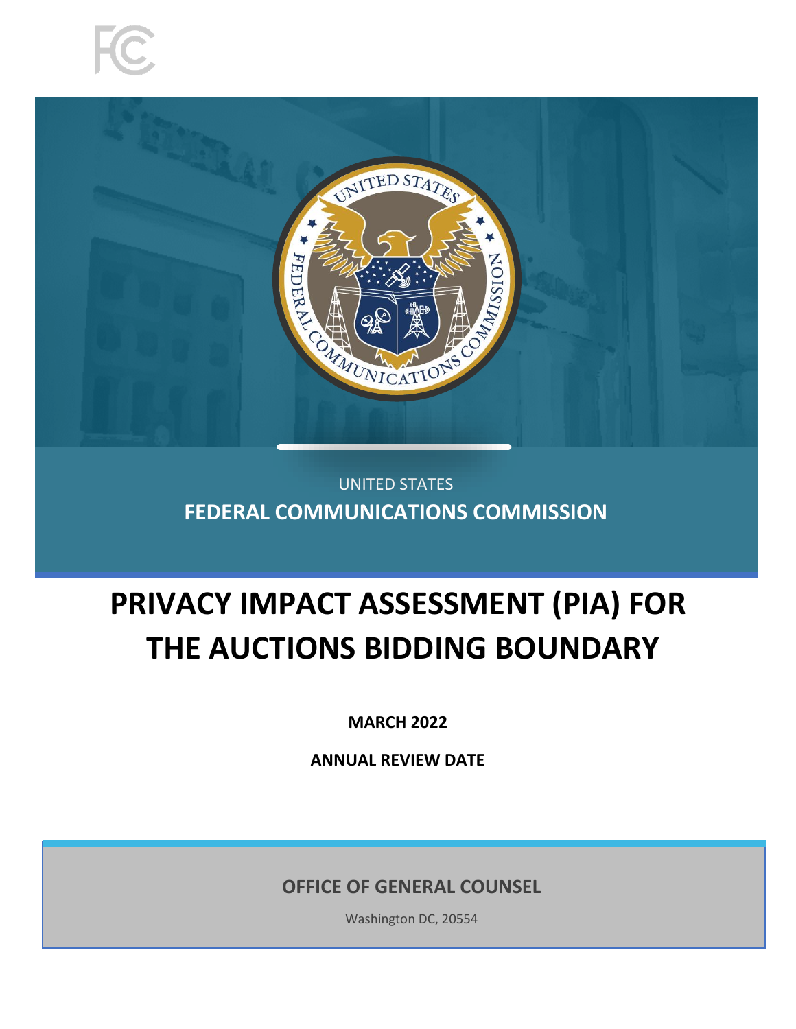UNITED STATES

**FEDERAL COMMUNICATIONS COMMISSION**

# PRIVACY IMPACT ASSESSMENT (PIA) FOR THE AUCTIONS BIDDING BOUNDARY

**MARCH 2022**

**ANNUAL REVIEW DATE**

**OFFICE OF GENERAL COUNSEL**

Washington DC, 20554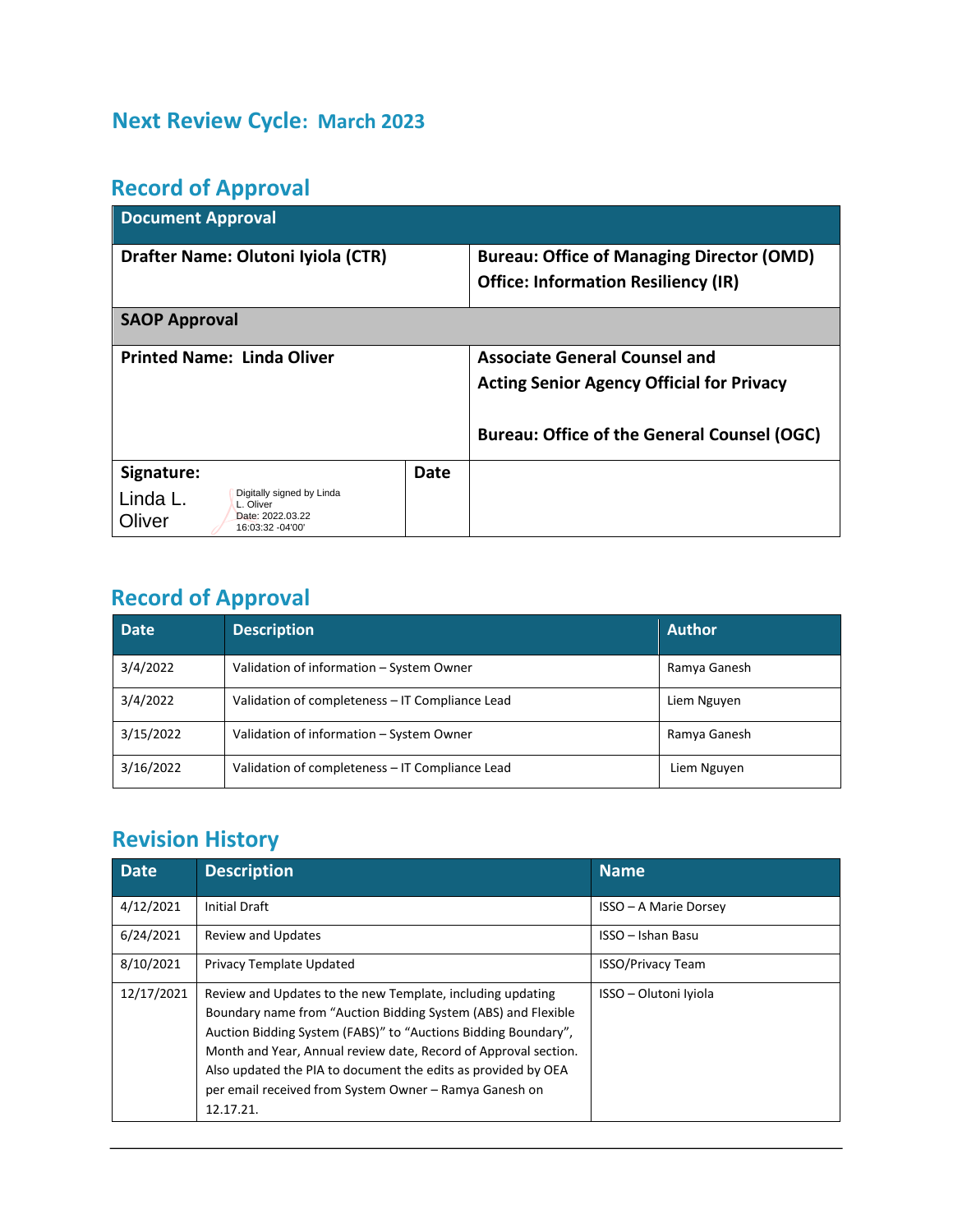## Next Review Cycle: March 2023

## Record of Approval

| Document Approval | | |
|---|---|---|
| **Drafter Name: Olutoni Iyiola (CTR)** | | **Bureau: Office of Managing Director (OMD)**<br>**Office: Information Resiliency (IR)** |
| **SAOP Approval** | | |
| **Printed Name: Linda Oliver** | | **Associate General Counsel and Acting Senior Agency Official for Privacy**<br><br>**Bureau: Office of the General Counsel (OGC)** |
| **Signature:**<br>Linda L. Oliver — Digitally signed by Linda L. Oliver Date: 2022.03.22 16:03:32 -04'00' | **Date** | |

## Record of Approval

| Date | Description | Author |
|---|---|---|
| 3/4/2022 | Validation of information – System Owner | Ramya Ganesh |
| 3/4/2022 | Validation of completeness – IT Compliance Lead | Liem Nguyen |
| 3/15/2022 | Validation of information – System Owner | Ramya Ganesh |
| 3/16/2022 | Validation of completeness – IT Compliance Lead | Liem Nguyen |

## Revision History

| Date | Description | Name |
|---|---|---|
| 4/12/2021 | Initial Draft | ISSO – A Marie Dorsey |
| 6/24/2021 | Review and Updates | ISSO – Ishan Basu |
| 8/10/2021 | Privacy Template Updated | ISSO/Privacy Team |
| 12/17/2021 | Review and Updates to the new Template, including updating Boundary name from "Auction Bidding System (ABS) and Flexible Auction Bidding System (FABS)" to "Auctions Bidding Boundary", Month and Year, Annual review date, Record of Approval section. Also updated the PIA to document the edits as provided by OEA per email received from System Owner – Ramya Ganesh on 12.17.21. | ISSO – Olutoni Iyiola |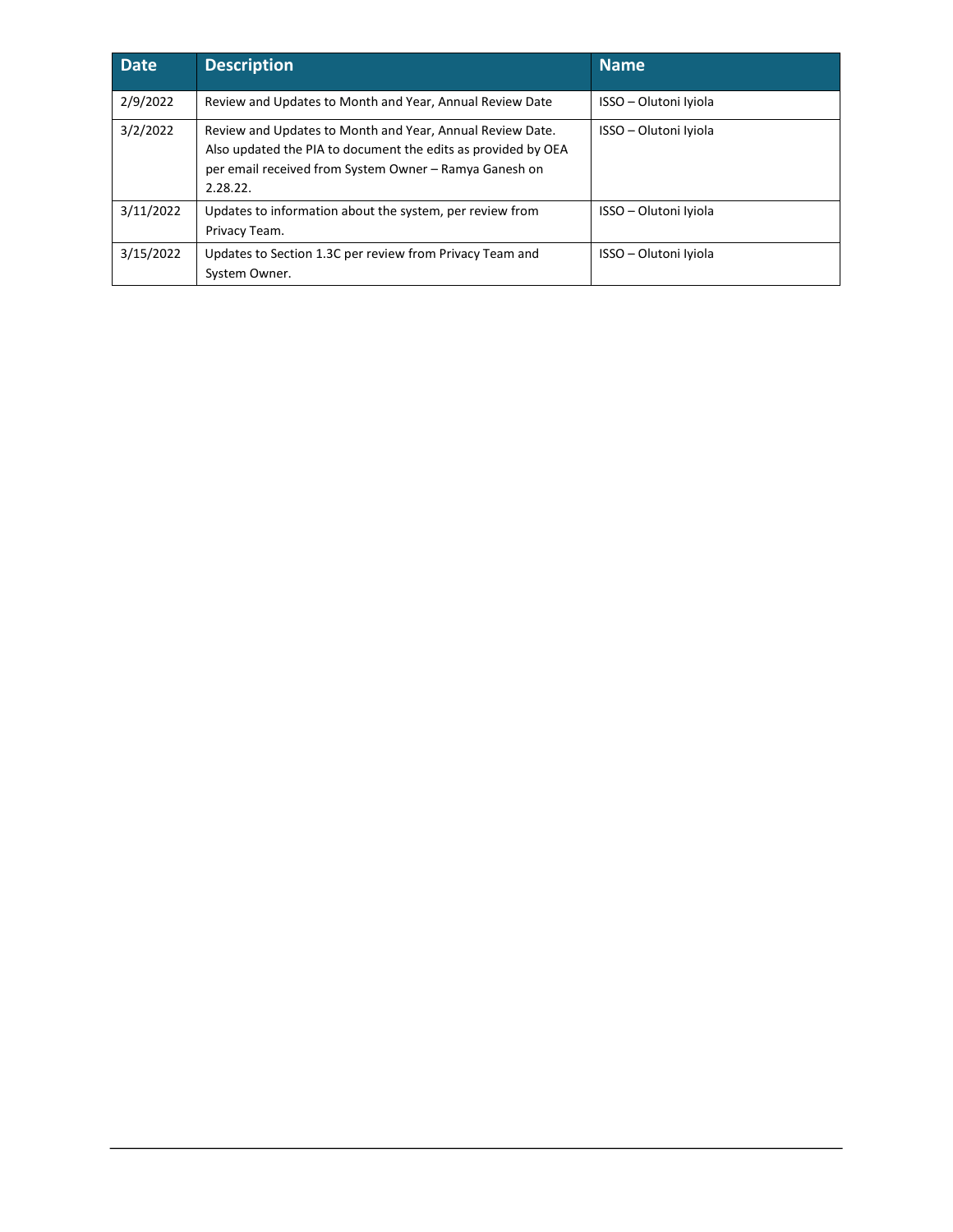| Date | Description | Name |
|---|---|---|
| 2/9/2022 | Review and Updates to Month and Year, Annual Review Date | ISSO – Olutoni Iyiola |
| 3/2/2022 | Review and Updates to Month and Year, Annual Review Date. Also updated the PIA to document the edits as provided by OEA per email received from System Owner – Ramya Ganesh on 2.28.22. | ISSO – Olutoni Iyiola |
| 3/11/2022 | Updates to information about the system, per review from Privacy Team. | ISSO – Olutoni Iyiola |
| 3/15/2022 | Updates to Section 1.3C per review from Privacy Team and System Owner. | ISSO – Olutoni Iyiola |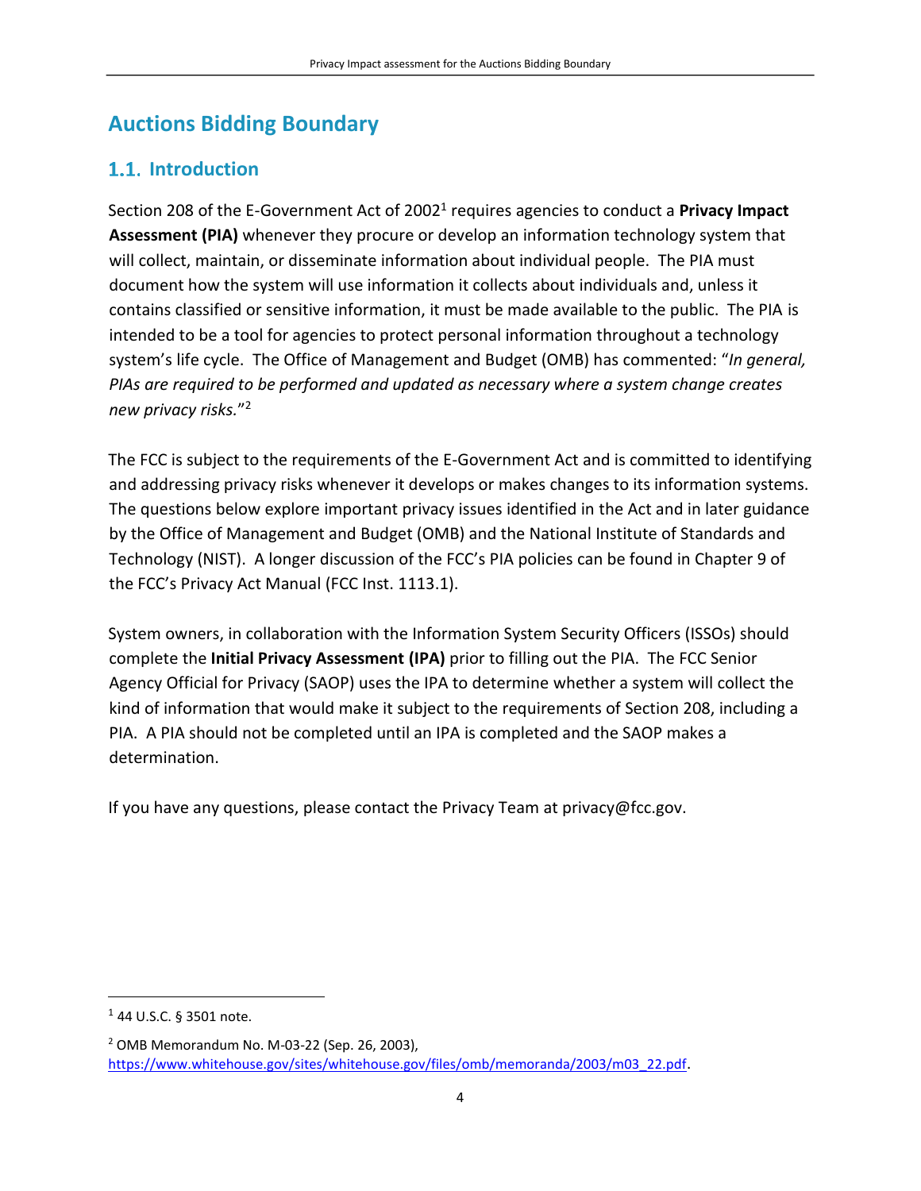# Auctions Bidding Boundary

## 1.1. Introduction

Section 208 of the E-Government Act of 2002[1] requires agencies to conduct a **Privacy Impact Assessment (PIA)** whenever they procure or develop an information technology system that will collect, maintain, or disseminate information about individual people. The PIA must document how the system will use information it collects about individuals and, unless it contains classified or sensitive information, it must be made available to the public. The PIA is intended to be a tool for agencies to protect personal information throughout a technology system's life cycle. The Office of Management and Budget (OMB) has commented: "*In general, PIAs are required to be performed and updated as necessary where a system change creates new privacy risks.*"[2]

The FCC is subject to the requirements of the E-Government Act and is committed to identifying and addressing privacy risks whenever it develops or makes changes to its information systems. The questions below explore important privacy issues identified in the Act and in later guidance by the Office of Management and Budget (OMB) and the National Institute of Standards and Technology (NIST). A longer discussion of the FCC's PIA policies can be found in Chapter 9 of the FCC's Privacy Act Manual (FCC Inst. 1113.1).

System owners, in collaboration with the Information System Security Officers (ISSOs) should complete the **Initial Privacy Assessment (IPA)** prior to filling out the PIA. The FCC Senior Agency Official for Privacy (SAOP) uses the IPA to determine whether a system will collect the kind of information that would make it subject to the requirements of Section 208, including a PIA. A PIA should not be completed until an IPA is completed and the SAOP makes a determination.

If you have any questions, please contact the Privacy Team at privacy@fcc.gov.

---

[1] 44 U.S.C. § 3501 note.

[2] OMB Memorandum No. M-03-22 (Sep. 26, 2003), https://www.whitehouse.gov/sites/whitehouse.gov/files/omb/memoranda/2003/m03_22.pdf.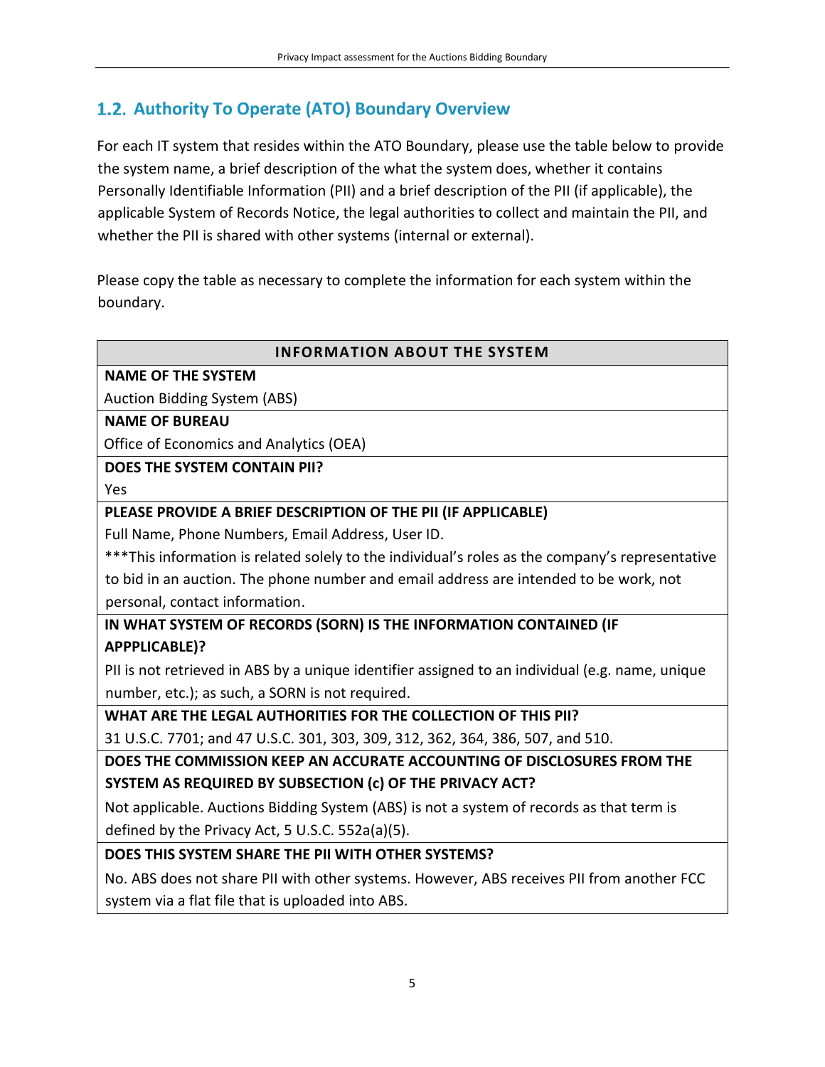## 1.2. Authority To Operate (ATO) Boundary Overview

For each IT system that resides within the ATO Boundary, please use the table below to provide the system name, a brief description of the what the system does, whether it contains Personally Identifiable Information (PII) and a brief description of the PII (if applicable), the applicable System of Records Notice, the legal authorities to collect and maintain the PII, and whether the PII is shared with other systems (internal or external).

Please copy the table as necessary to complete the information for each system within the boundary.

| INFORMATION ABOUT THE SYSTEM |
|---|
| **NAME OF THE SYSTEM** |
| Auction Bidding System (ABS) |
| **NAME OF BUREAU** |
| Office of Economics and Analytics (OEA) |
| **DOES THE SYSTEM CONTAIN PII?** |
| Yes |
| **PLEASE PROVIDE A BRIEF DESCRIPTION OF THE PII (IF APPLICABLE)** |
| Full Name, Phone Numbers, Email Address, User ID.<br>***This information is related solely to the individual's roles as the company's representative to bid in an auction. The phone number and email address are intended to be work, not personal, contact information. |
| **IN WHAT SYSTEM OF RECORDS (SORN) IS THE INFORMATION CONTAINED (IF APPPLICABLE)?** |
| PII is not retrieved in ABS by a unique identifier assigned to an individual (e.g. name, unique number, etc.); as such, a SORN is not required. |
| **WHAT ARE THE LEGAL AUTHORITIES FOR THE COLLECTION OF THIS PII?** |
| 31 U.S.C. 7701; and 47 U.S.C. 301, 303, 309, 312, 362, 364, 386, 507, and 510. |
| **DOES THE COMMISSION KEEP AN ACCURATE ACCOUNTING OF DISCLOSURES FROM THE SYSTEM AS REQUIRED BY SUBSECTION (c) OF THE PRIVACY ACT?** |
| Not applicable. Auctions Bidding System (ABS) is not a system of records as that term is defined by the Privacy Act, 5 U.S.C. 552a(a)(5). |
| **DOES THIS SYSTEM SHARE THE PII WITH OTHER SYSTEMS?** |
| No. ABS does not share PII with other systems. However, ABS receives PII from another FCC system via a flat file that is uploaded into ABS. |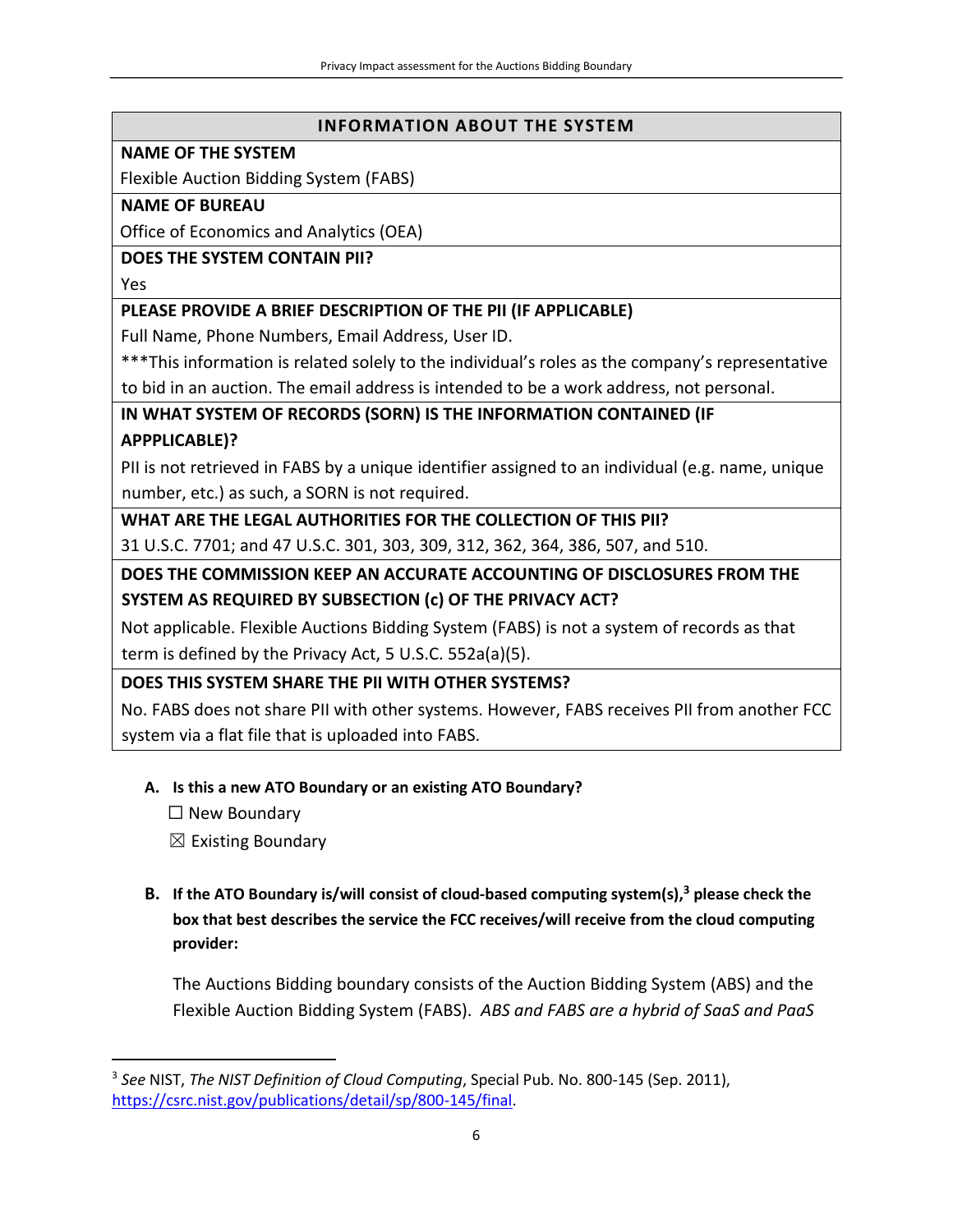| INFORMATION ABOUT THE SYSTEM |
| --- |
| **NAME OF THE SYSTEM** |
| Flexible Auction Bidding System (FABS) |
| **NAME OF BUREAU** |
| Office of Economics and Analytics (OEA) |
| **DOES THE SYSTEM CONTAIN PII?** |
| Yes |
| **PLEASE PROVIDE A BRIEF DESCRIPTION OF THE PII (IF APPLICABLE)** |
| Full Name, Phone Numbers, Email Address, User ID. ***This information is related solely to the individual's roles as the company's representative to bid in an auction. The email address is intended to be a work address, not personal. |
| **IN WHAT SYSTEM OF RECORDS (SORN) IS THE INFORMATION CONTAINED (IF APPPLICABLE)?** |
| PII is not retrieved in FABS by a unique identifier assigned to an individual (e.g. name, unique number, etc.) as such, a SORN is not required. |
| **WHAT ARE THE LEGAL AUTHORITIES FOR THE COLLECTION OF THIS PII?** |
| 31 U.S.C. 7701; and 47 U.S.C. 301, 303, 309, 312, 362, 364, 386, 507, and 510. |
| **DOES THE COMMISSION KEEP AN ACCURATE ACCOUNTING OF DISCLOSURES FROM THE SYSTEM AS REQUIRED BY SUBSECTION (c) OF THE PRIVACY ACT?** |
| Not applicable. Flexible Auctions Bidding System (FABS) is not a system of records as that term is defined by the Privacy Act, 5 U.S.C. 552a(a)(5). |
| **DOES THIS SYSTEM SHARE THE PII WITH OTHER SYSTEMS?** |
| No. FABS does not share PII with other systems. However, FABS receives PII from another FCC system via a flat file that is uploaded into FABS. |

**A. Is this a new ATO Boundary or an existing ATO Boundary?**

☐ New Boundary

☒ Existing Boundary

**B. If the ATO Boundary is/will consist of cloud-based computing system(s),[3] please check the box that best describes the service the FCC receives/will receive from the cloud computing provider:**

The Auctions Bidding boundary consists of the Auction Bidding System (ABS) and the Flexible Auction Bidding System (FABS). *ABS and FABS are a hybrid of SaaS and PaaS*

[3] *See* NIST, *The NIST Definition of Cloud Computing*, Special Pub. No. 800-145 (Sep. 2011), https://csrc.nist.gov/publications/detail/sp/800-145/final.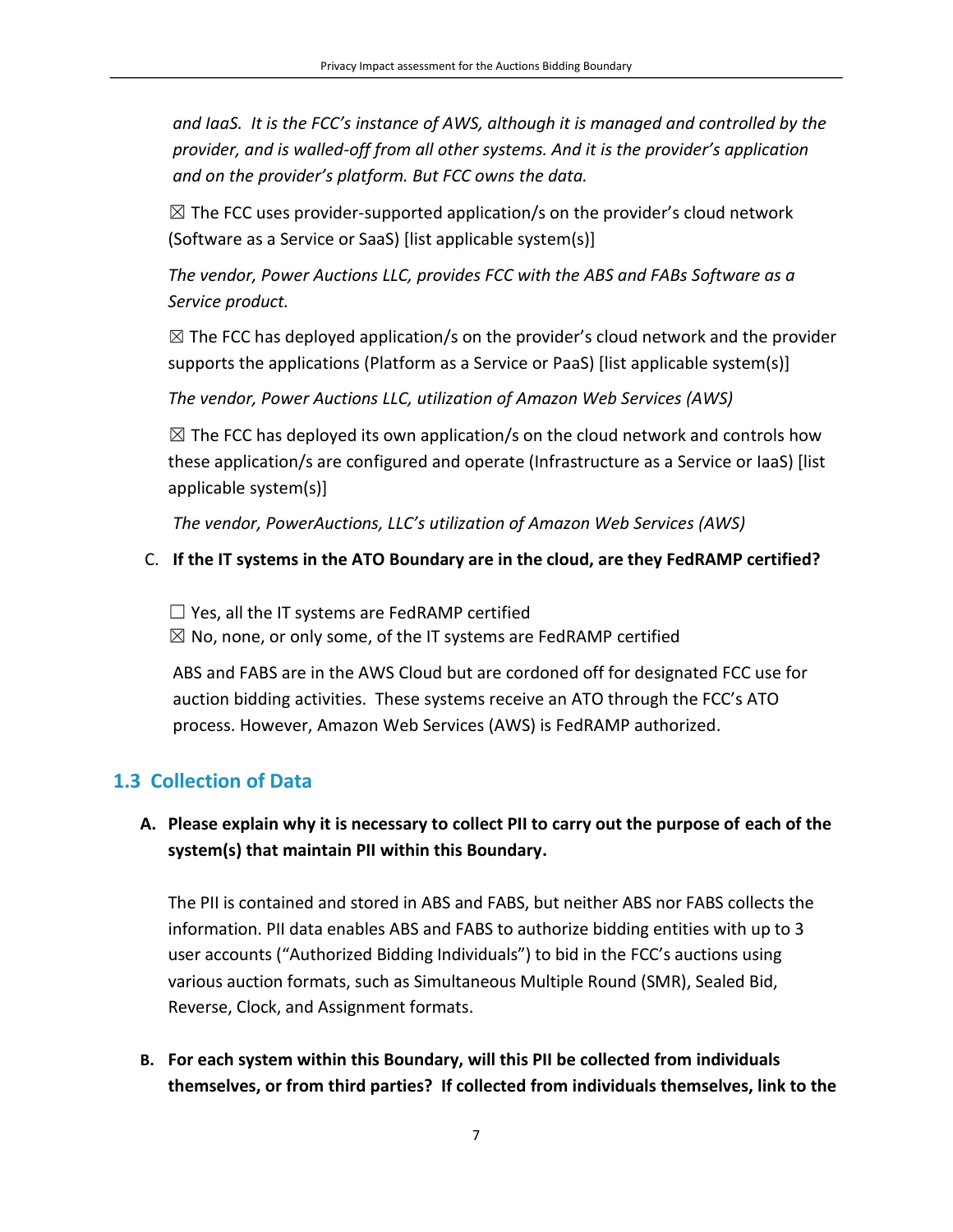*and IaaS. It is the FCC's instance of AWS, although it is managed and controlled by the provider, and is walled-off from all other systems. And it is the provider's application and on the provider's platform. But FCC owns the data.*

☒ The FCC uses provider-supported application/s on the provider's cloud network (Software as a Service or SaaS) [list applicable system(s)]

*The vendor, Power Auctions LLC, provides FCC with the ABS and FABs Software as a Service product.*

☒ The FCC has deployed application/s on the provider's cloud network and the provider supports the applications (Platform as a Service or PaaS) [list applicable system(s)]

*The vendor, Power Auctions LLC, utilization of Amazon Web Services (AWS)*

☒ The FCC has deployed its own application/s on the cloud network and controls how these application/s are configured and operate (Infrastructure as a Service or IaaS) [list applicable system(s)]

*The vendor, PowerAuctions, LLC's utilization of Amazon Web Services (AWS)*

C. **If the IT systems in the ATO Boundary are in the cloud, are they FedRAMP certified?**

☐ Yes, all the IT systems are FedRAMP certified
☒ No, none, or only some, of the IT systems are FedRAMP certified

ABS and FABS are in the AWS Cloud but are cordoned off for designated FCC use for auction bidding activities. These systems receive an ATO through the FCC's ATO process. However, Amazon Web Services (AWS) is FedRAMP authorized.

## 1.3 Collection of Data

**A. Please explain why it is necessary to collect PII to carry out the purpose of each of the system(s) that maintain PII within this Boundary.**

The PII is contained and stored in ABS and FABS, but neither ABS nor FABS collects the information. PII data enables ABS and FABS to authorize bidding entities with up to 3 user accounts ("Authorized Bidding Individuals") to bid in the FCC's auctions using various auction formats, such as Simultaneous Multiple Round (SMR), Sealed Bid, Reverse, Clock, and Assignment formats.

**B. For each system within this Boundary, will this PII be collected from individuals themselves, or from third parties? If collected from individuals themselves, link to the**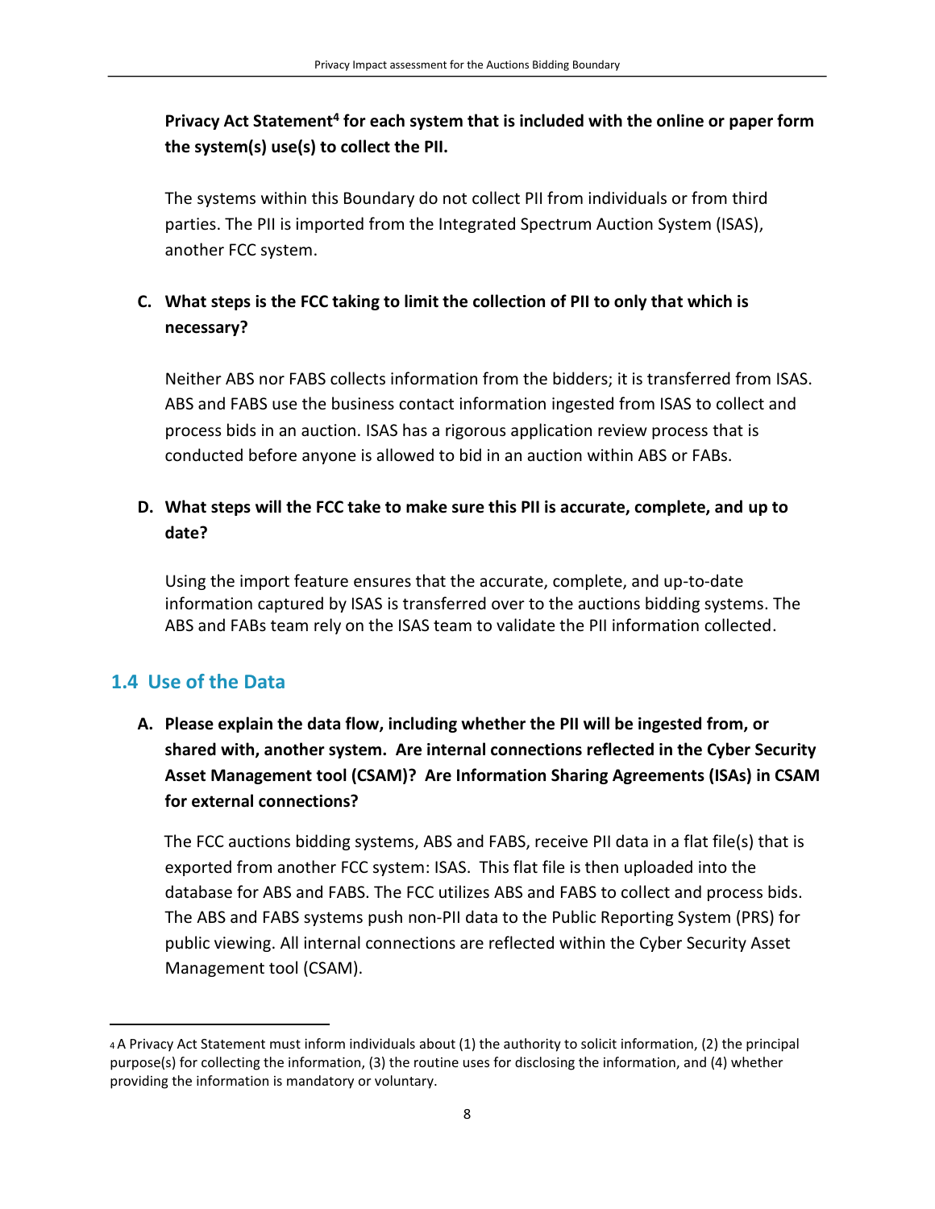**Privacy Act Statement[4] for each system that is included with the online or paper form the system(s) use(s) to collect the PII.**

The systems within this Boundary do not collect PII from individuals or from third parties. The PII is imported from the Integrated Spectrum Auction System (ISAS), another FCC system.

**C. What steps is the FCC taking to limit the collection of PII to only that which is necessary?**

Neither ABS nor FABS collects information from the bidders; it is transferred from ISAS. ABS and FABS use the business contact information ingested from ISAS to collect and process bids in an auction. ISAS has a rigorous application review process that is conducted before anyone is allowed to bid in an auction within ABS or FABs.

**D. What steps will the FCC take to make sure this PII is accurate, complete, and up to date?**

Using the import feature ensures that the accurate, complete, and up-to-date information captured by ISAS is transferred over to the auctions bidding systems. The ABS and FABs team rely on the ISAS team to validate the PII information collected.

## 1.4 Use of the Data

**A. Please explain the data flow, including whether the PII will be ingested from, or shared with, another system. Are internal connections reflected in the Cyber Security Asset Management tool (CSAM)? Are Information Sharing Agreements (ISAs) in CSAM for external connections?**

The FCC auctions bidding systems, ABS and FABS, receive PII data in a flat file(s) that is exported from another FCC system: ISAS. This flat file is then uploaded into the database for ABS and FABS. The FCC utilizes ABS and FABS to collect and process bids. The ABS and FABS systems push non-PII data to the Public Reporting System (PRS) for public viewing. All internal connections are reflected within the Cyber Security Asset Management tool (CSAM).

---

[4] A Privacy Act Statement must inform individuals about (1) the authority to solicit information, (2) the principal purpose(s) for collecting the information, (3) the routine uses for disclosing the information, and (4) whether providing the information is mandatory or voluntary.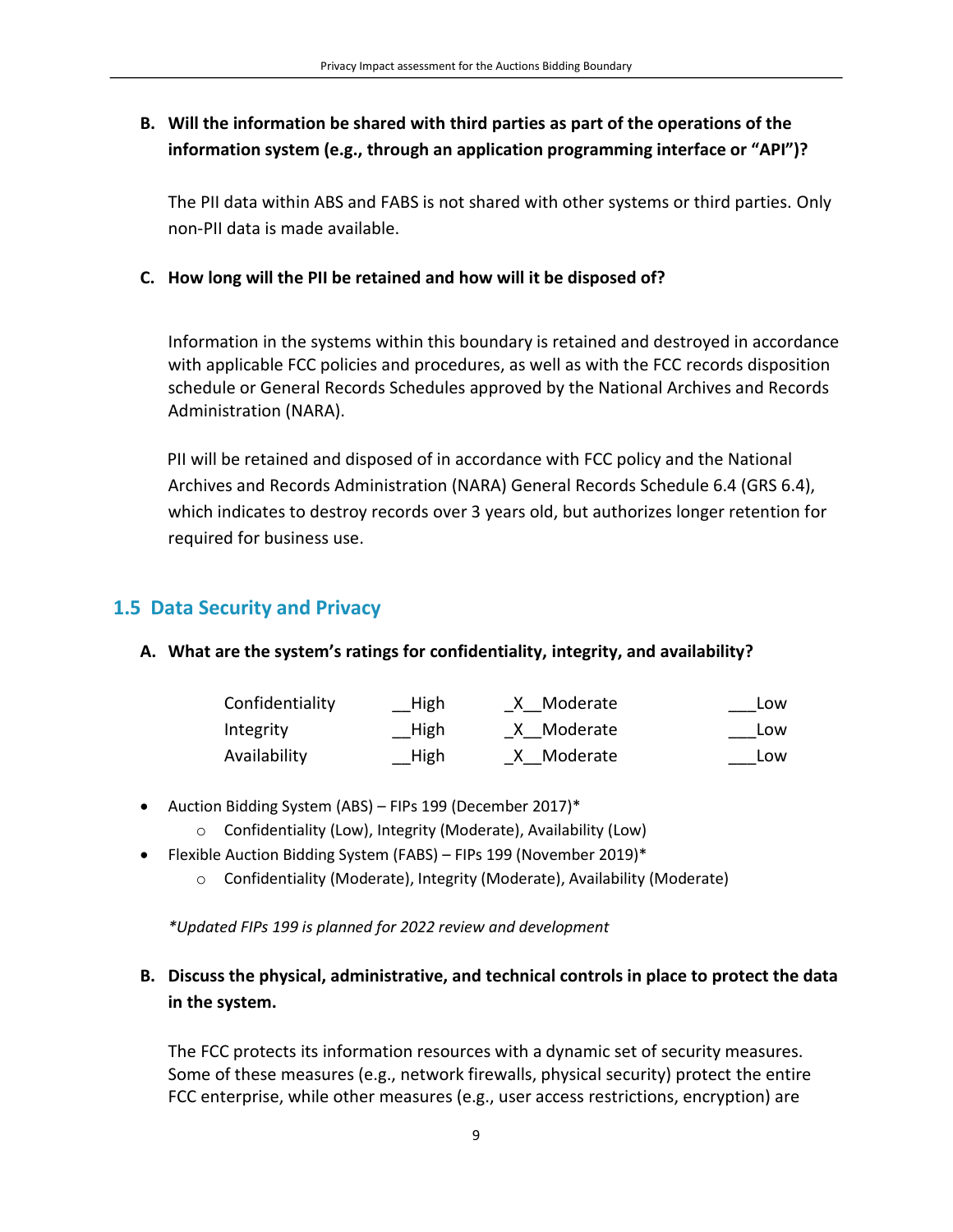**B. Will the information be shared with third parties as part of the operations of the information system (e.g., through an application programming interface or "API")?**

The PII data within ABS and FABS is not shared with other systems or third parties. Only non-PII data is made available.

**C. How long will the PII be retained and how will it be disposed of?**

Information in the systems within this boundary is retained and destroyed in accordance with applicable FCC policies and procedures, as well as with the FCC records disposition schedule or General Records Schedules approved by the National Archives and Records Administration (NARA).

PII will be retained and disposed of in accordance with FCC policy and the National Archives and Records Administration (NARA) General Records Schedule 6.4 (GRS 6.4), which indicates to destroy records over 3 years old, but authorizes longer retention for required for business use.

## 1.5 Data Security and Privacy

**A. What are the system's ratings for confidentiality, integrity, and availability?**

| | | | |
|---|---|---|---|
| Confidentiality | __High | _X__Moderate | ___Low |
| Integrity | __High | _X__Moderate | ___Low |
| Availability | __High | _X__Moderate | ___Low |

- Auction Bidding System (ABS) – FIPs 199 (December 2017)*
  - Confidentiality (Low), Integrity (Moderate), Availability (Low)
- Flexible Auction Bidding System (FABS) – FIPs 199 (November 2019)*
  - Confidentiality (Moderate), Integrity (Moderate), Availability (Moderate)

*\*Updated FIPs 199 is planned for 2022 review and development*

**B. Discuss the physical, administrative, and technical controls in place to protect the data in the system.**

The FCC protects its information resources with a dynamic set of security measures. Some of these measures (e.g., network firewalls, physical security) protect the entire FCC enterprise, while other measures (e.g., user access restrictions, encryption) are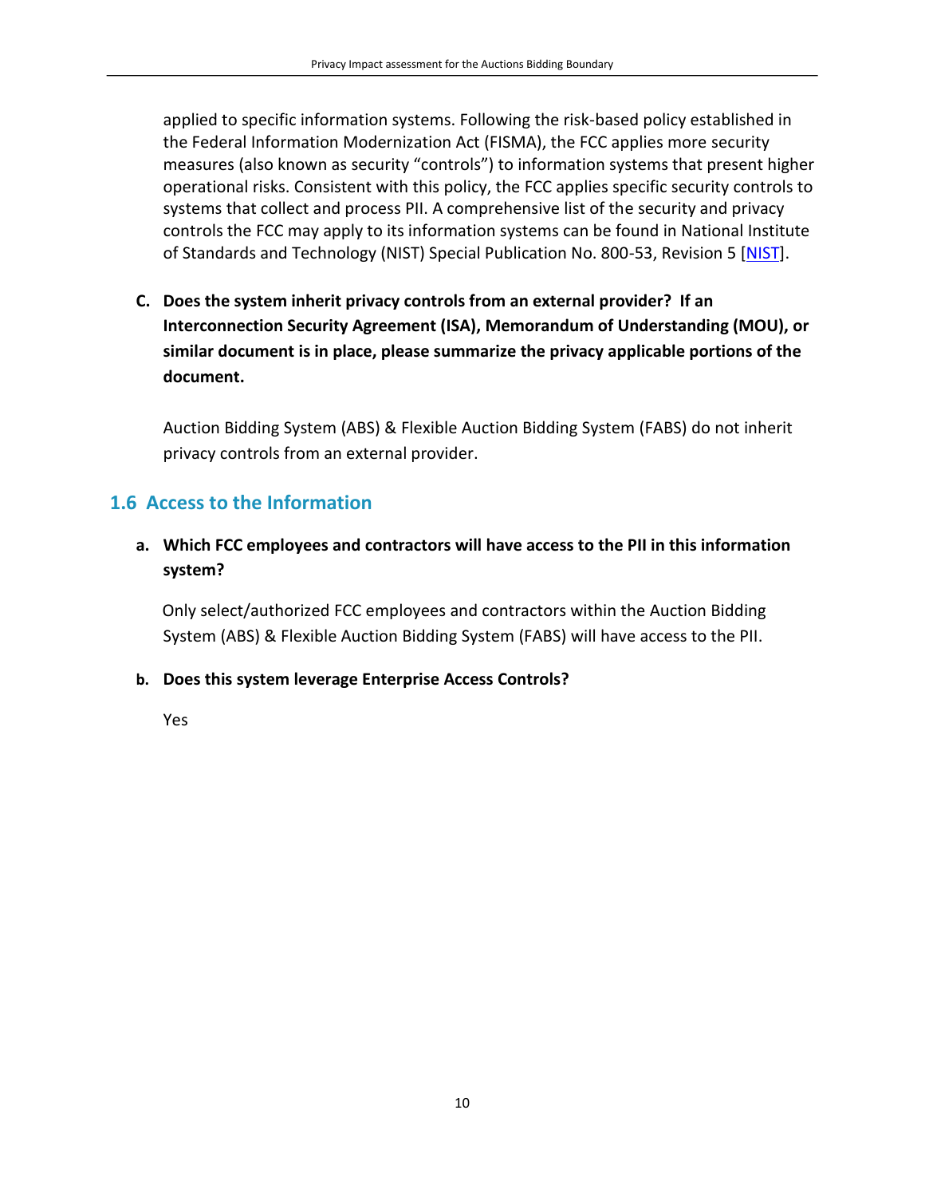applied to specific information systems. Following the risk-based policy established in the Federal Information Modernization Act (FISMA), the FCC applies more security measures (also known as security "controls") to information systems that present higher operational risks. Consistent with this policy, the FCC applies specific security controls to systems that collect and process PII. A comprehensive list of the security and privacy controls the FCC may apply to its information systems can be found in National Institute of Standards and Technology (NIST) Special Publication No. 800-53, Revision 5 [NIST].

**C. Does the system inherit privacy controls from an external provider? If an Interconnection Security Agreement (ISA), Memorandum of Understanding (MOU), or similar document is in place, please summarize the privacy applicable portions of the document.**

Auction Bidding System (ABS) & Flexible Auction Bidding System (FABS) do not inherit privacy controls from an external provider.

## 1.6 Access to the Information

**a. Which FCC employees and contractors will have access to the PII in this information system?**

Only select/authorized FCC employees and contractors within the Auction Bidding System (ABS) & Flexible Auction Bidding System (FABS) will have access to the PII.

**b. Does this system leverage Enterprise Access Controls?**

Yes